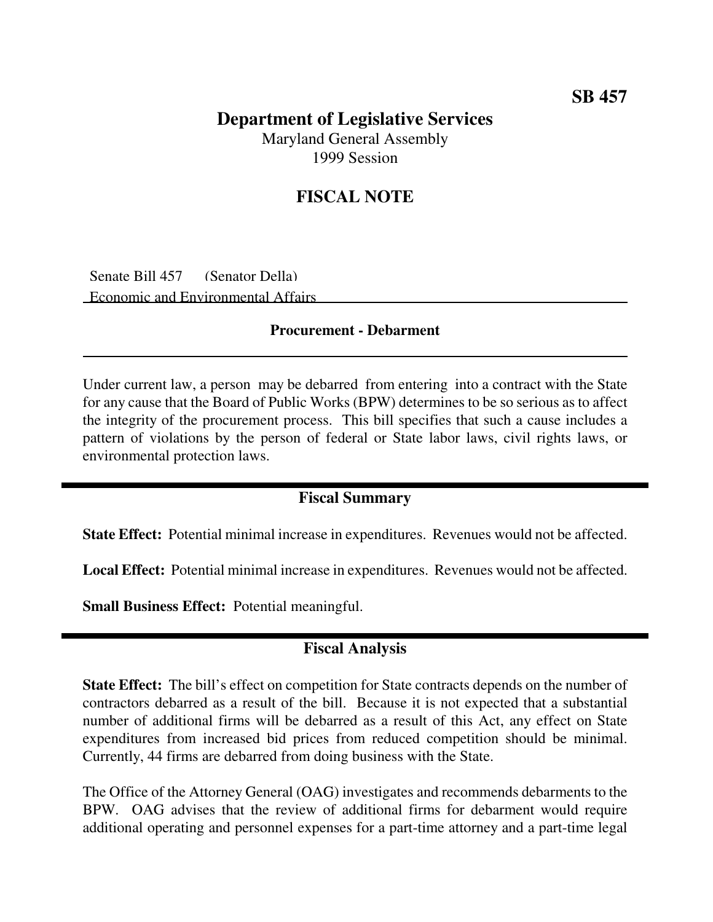**SB 457**

# Department of Legislative Services

Maryland General Assembly
1999 Session

## FISCAL NOTE

Senate Bill 457 (Senator Della)
Economic and Environmental Affairs

### Procurement - Debarment

Under current law, a person may be debarred from entering into a contract with the State for any cause that the Board of Public Works (BPW) determines to be so serious as to affect the integrity of the procurement process. This bill specifies that such a cause includes a pattern of violations by the person of federal or State labor laws, civil rights laws, or environmental protection laws.

## Fiscal Summary

**State Effect:** Potential minimal increase in expenditures. Revenues would not be affected.

**Local Effect:** Potential minimal increase in expenditures. Revenues would not be affected.

**Small Business Effect:** Potential meaningful.

## Fiscal Analysis

**State Effect:** The bill's effect on competition for State contracts depends on the number of contractors debarred as a result of the bill. Because it is not expected that a substantial number of additional firms will be debarred as a result of this Act, any effect on State expenditures from increased bid prices from reduced competition should be minimal. Currently, 44 firms are debarred from doing business with the State.

The Office of the Attorney General (OAG) investigates and recommends debarments to the BPW. OAG advises that the review of additional firms for debarment would require additional operating and personnel expenses for a part-time attorney and a part-time legal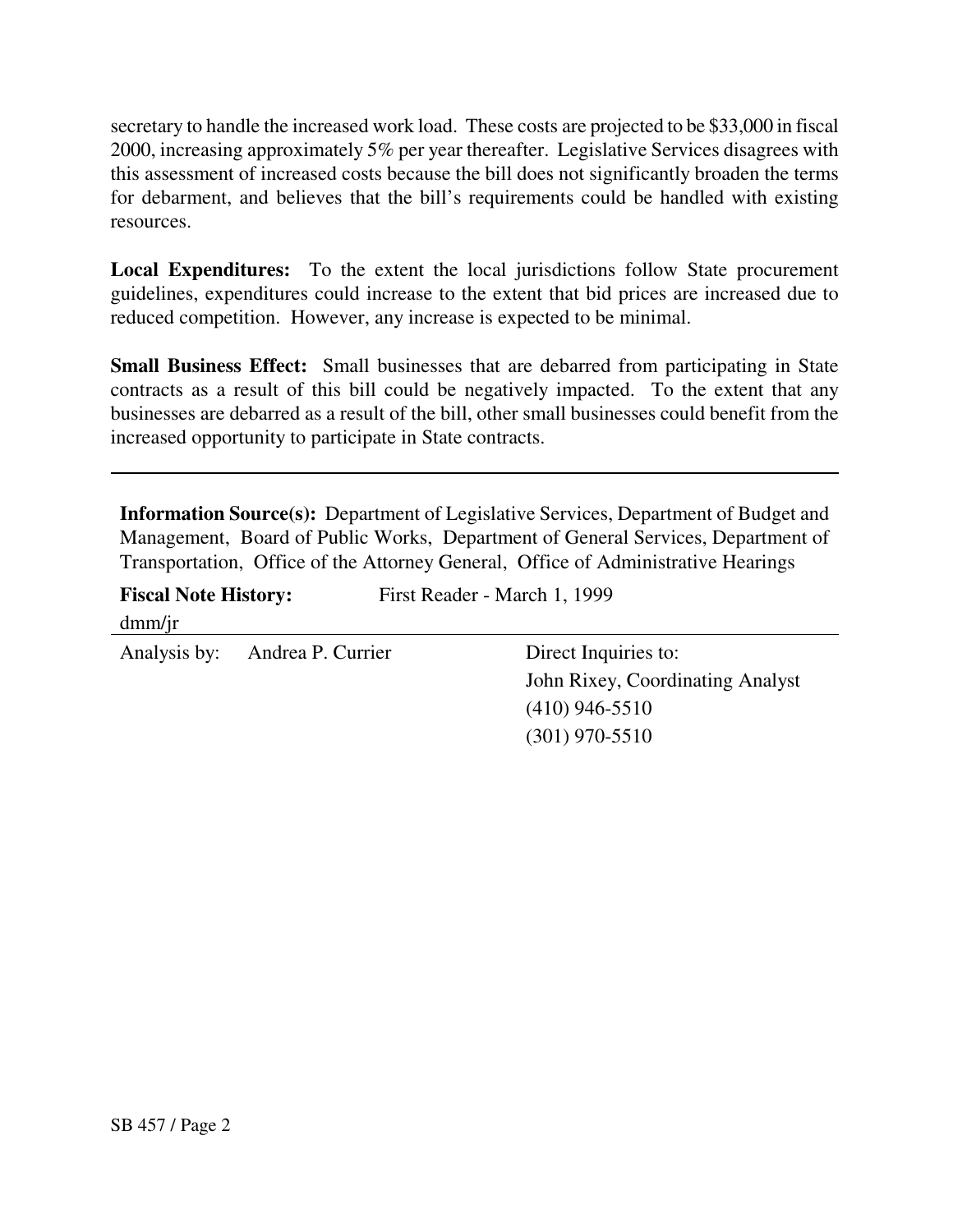secretary to handle the increased work load. These costs are projected to be $33,000 in fiscal 2000, increasing approximately 5% per year thereafter. Legislative Services disagrees with this assessment of increased costs because the bill does not significantly broaden the terms for debarment, and believes that the bill's requirements could be handled with existing resources.

**Local Expenditures:** To the extent the local jurisdictions follow State procurement guidelines, expenditures could increase to the extent that bid prices are increased due to reduced competition. However, any increase is expected to be minimal.

**Small Business Effect:** Small businesses that are debarred from participating in State contracts as a result of this bill could be negatively impacted. To the extent that any businesses are debarred as a result of the bill, other small businesses could benefit from the increased opportunity to participate in State contracts.

---

**Information Source(s):** Department of Legislative Services, Department of Budget and Management, Board of Public Works, Department of General Services, Department of Transportation, Office of the Attorney General, Office of Administrative Hearings

**Fiscal Note History:** First Reader - March 1, 1999

dmm/jr

Analysis by: Andrea P. Currier

Direct Inquiries to:
John Rixey, Coordinating Analyst
(410) 946-5510
(301) 970-5510